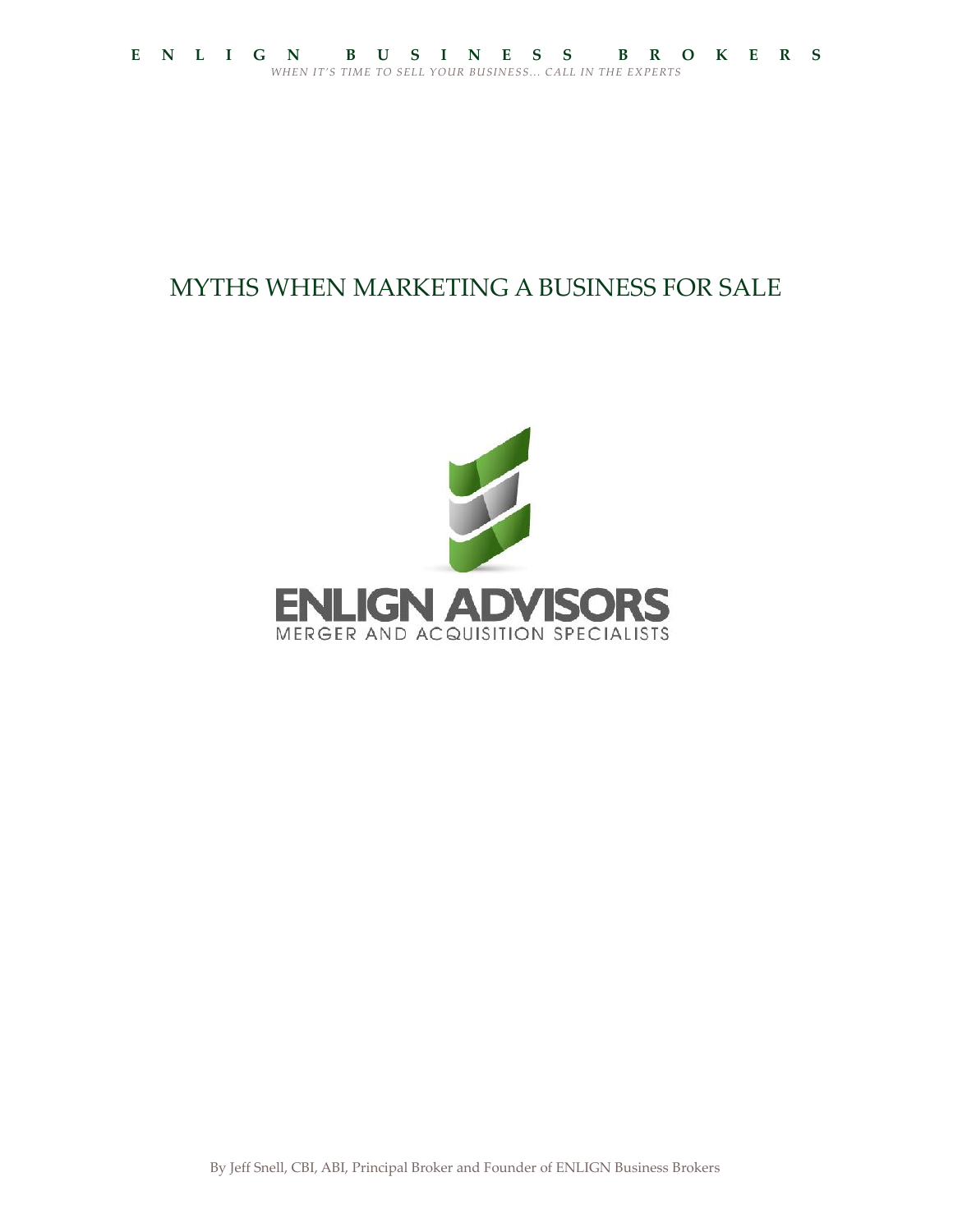**ENLIGN BUSINESS BROKERS**

*WHEN IT'S TIME TO SELL YOUR BUSINESS... CALL IN THE EXPERTS*

# MYTHS WHEN MARKETING A BUSINESS FOR SALE

ENLIGN ADVISORS

MERGER AND ACQUISITION SPECIALISTS

By Jeff Snell, CBI, ABI, Principal Broker and Founder of ENLIGN Business Brokers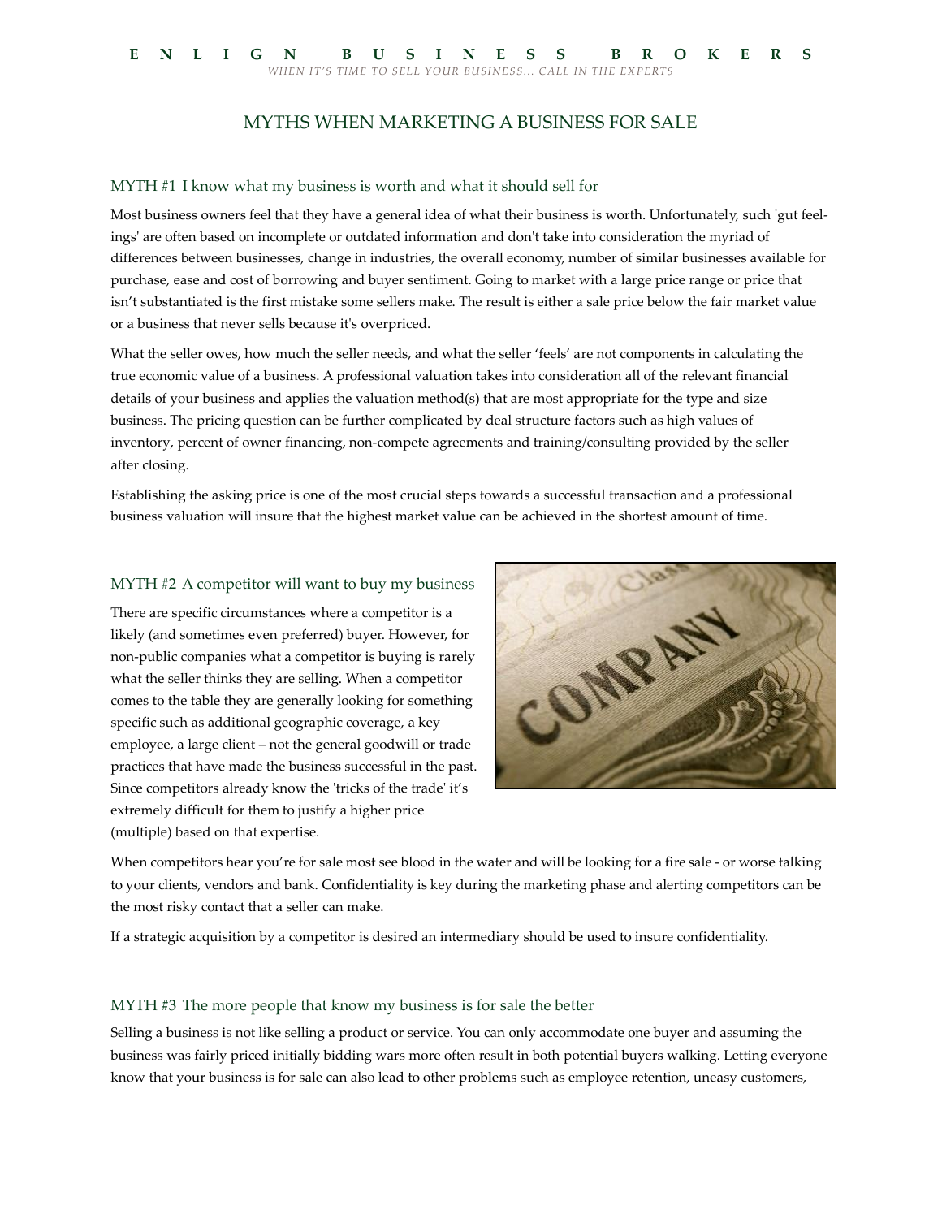# MYTHS WHEN MARKETING A BUSINESS FOR SALE

## MYTH #1 I know what my business is worth and what it should sell for

Most business owners feel that they have a general idea of what their business is worth. Unfortunately, such 'gut feelings' are often based on incomplete or outdated information and don't take into consideration the myriad of differences between businesses, change in industries, the overall economy, number of similar businesses available for purchase, ease and cost of borrowing and buyer sentiment. Going to market with a large price range or price that isn't substantiated is the first mistake some sellers make. The result is either a sale price below the fair market value or a business that never sells because it's overpriced.

What the seller owes, how much the seller needs, and what the seller 'feels' are not components in calculating the true economic value of a business. A professional valuation takes into consideration all of the relevant financial details of your business and applies the valuation method(s) that are most appropriate for the type and size business. The pricing question can be further complicated by deal structure factors such as high values of inventory, percent of owner financing, non-compete agreements and training/consulting provided by the seller after closing.

Establishing the asking price is one of the most crucial steps towards a successful transaction and a professional business valuation will insure that the highest market value can be achieved in the shortest amount of time.

## MYTH #2 A competitor will want to buy my business

There are specific circumstances where a competitor is a likely (and sometimes even preferred) buyer. However, for non-public companies what a competitor is buying is rarely what the seller thinks they are selling. When a competitor comes to the table they are generally looking for something specific such as additional geographic coverage, a key employee, a large client – not the general goodwill or trade practices that have made the business successful in the past. Since competitors already know the 'tricks of the trade' it's extremely difficult for them to justify a higher price (multiple) based on that expertise.

When competitors hear you're for sale most see blood in the water and will be looking for a fire sale - or worse talking to your clients, vendors and bank. Confidentiality is key during the marketing phase and alerting competitors can be the most risky contact that a seller can make.

If a strategic acquisition by a competitor is desired an intermediary should be used to insure confidentiality.

## MYTH #3 The more people that know my business is for sale the better

Selling a business is not like selling a product or service. You can only accommodate one buyer and assuming the business was fairly priced initially bidding wars more often result in both potential buyers walking. Letting everyone know that your business is for sale can also lead to other problems such as employee retention, uneasy customers,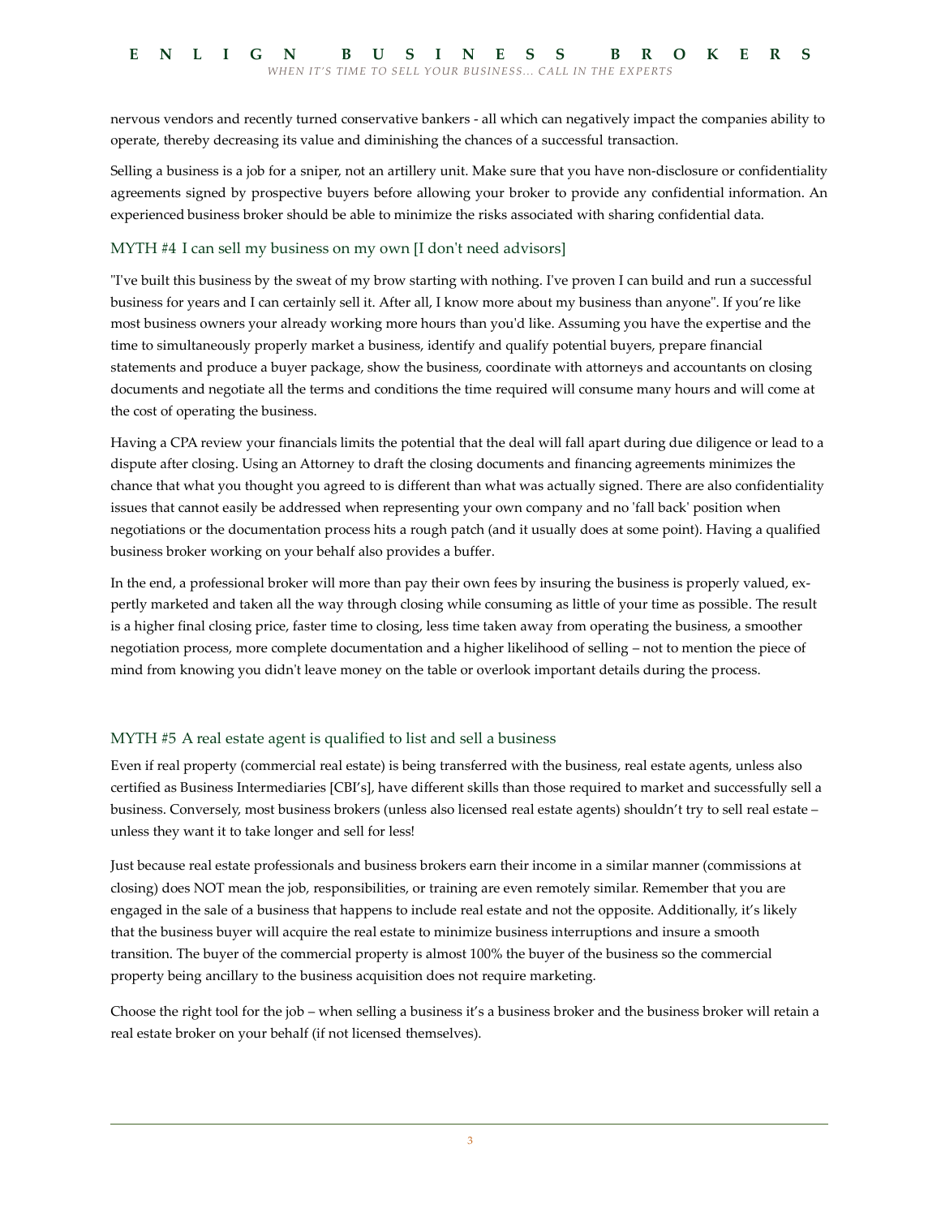nervous vendors and recently turned conservative bankers - all which can negatively impact the companies ability to operate, thereby decreasing its value and diminishing the chances of a successful transaction.

Selling a business is a job for a sniper, not an artillery unit. Make sure that you have non-disclosure or confidentiality agreements signed by prospective buyers before allowing your broker to provide any confidential information. An experienced business broker should be able to minimize the risks associated with sharing confidential data.

## MYTH #4 I can sell my business on my own [I don't need advisors]

"I've built this business by the sweat of my brow starting with nothing. I've proven I can build and run a successful business for years and I can certainly sell it. After all, I know more about my business than anyone". If you're like most business owners your already working more hours than you'd like. Assuming you have the expertise and the time to simultaneously properly market a business, identify and qualify potential buyers, prepare financial statements and produce a buyer package, show the business, coordinate with attorneys and accountants on closing documents and negotiate all the terms and conditions the time required will consume many hours and will come at the cost of operating the business.

Having a CPA review your financials limits the potential that the deal will fall apart during due diligence or lead to a dispute after closing. Using an Attorney to draft the closing documents and financing agreements minimizes the chance that what you thought you agreed to is different than what was actually signed. There are also confidentiality issues that cannot easily be addressed when representing your own company and no 'fall back' position when negotiations or the documentation process hits a rough patch (and it usually does at some point). Having a qualified business broker working on your behalf also provides a buffer.

In the end, a professional broker will more than pay their own fees by insuring the business is properly valued, expertly marketed and taken all the way through closing while consuming as little of your time as possible. The result is a higher final closing price, faster time to closing, less time taken away from operating the business, a smoother negotiation process, more complete documentation and a higher likelihood of selling – not to mention the piece of mind from knowing you didn't leave money on the table or overlook important details during the process.

## MYTH #5 A real estate agent is qualified to list and sell a business

Even if real property (commercial real estate) is being transferred with the business, real estate agents, unless also certified as Business Intermediaries [CBI's], have different skills than those required to market and successfully sell a business. Conversely, most business brokers (unless also licensed real estate agents) shouldn't try to sell real estate – unless they want it to take longer and sell for less!

Just because real estate professionals and business brokers earn their income in a similar manner (commissions at closing) does NOT mean the job, responsibilities, or training are even remotely similar. Remember that you are engaged in the sale of a business that happens to include real estate and not the opposite. Additionally, it's likely that the business buyer will acquire the real estate to minimize business interruptions and insure a smooth transition. The buyer of the commercial property is almost 100% the buyer of the business so the commercial property being ancillary to the business acquisition does not require marketing.

Choose the right tool for the job – when selling a business it's a business broker and the business broker will retain a real estate broker on your behalf (if not licensed themselves).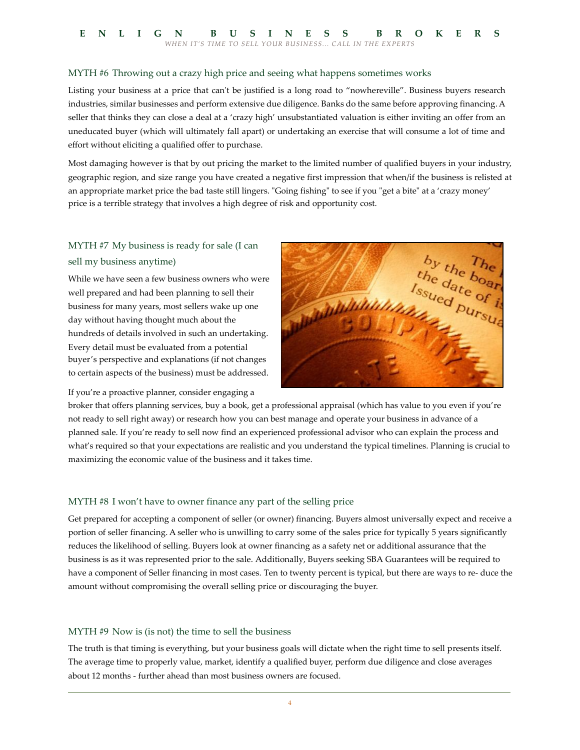## MYTH #6 Throwing out a crazy high price and seeing what happens sometimes works

Listing your business at a price that can't be justified is a long road to "nowhereville". Business buyers research industries, similar businesses and perform extensive due diligence. Banks do the same before approving financing. A seller that thinks they can close a deal at a 'crazy high' unsubstantiated valuation is either inviting an offer from an uneducated buyer (which will ultimately fall apart) or undertaking an exercise that will consume a lot of time and effort without eliciting a qualified offer to purchase.

Most damaging however is that by out pricing the market to the limited number of qualified buyers in your industry, geographic region, and size range you have created a negative first impression that when/if the business is relisted at an appropriate market price the bad taste still lingers. "Going fishing" to see if you "get a bite" at a 'crazy money' price is a terrible strategy that involves a high degree of risk and opportunity cost.

## MYTH #7 My business is ready for sale (I can sell my business anytime)

While we have seen a few business owners who were well prepared and had been planning to sell their business for many years, most sellers wake up one day without having thought much about the hundreds of details involved in such an undertaking. Every detail must be evaluated from a potential buyer's perspective and explanations (if not changes to certain aspects of the business) must be addressed.

If you're a proactive planner, consider engaging a broker that offers planning services, buy a book, get a professional appraisal (which has value to you even if you're not ready to sell right away) or research how you can best manage and operate your business in advance of a planned sale. If you're ready to sell now find an experienced professional advisor who can explain the process and what's required so that your expectations are realistic and you understand the typical timelines. Planning is crucial to maximizing the economic value of the business and it takes time.

## MYTH #8 I won't have to owner finance any part of the selling price

Get prepared for accepting a component of seller (or owner) financing. Buyers almost universally expect and receive a portion of seller financing. A seller who is unwilling to carry some of the sales price for typically 5 years significantly reduces the likelihood of selling. Buyers look at owner financing as a safety net or additional assurance that the business is as it was represented prior to the sale. Additionally, Buyers seeking SBA Guarantees will be required to have a component of Seller financing in most cases. Ten to twenty percent is typical, but there are ways to re- duce the amount without compromising the overall selling price or discouraging the buyer.

## MYTH #9 Now is (is not) the time to sell the business

The truth is that timing is everything, but your business goals will dictate when the right time to sell presents itself. The average time to properly value, market, identify a qualified buyer, perform due diligence and close averages about 12 months - further ahead than most business owners are focused.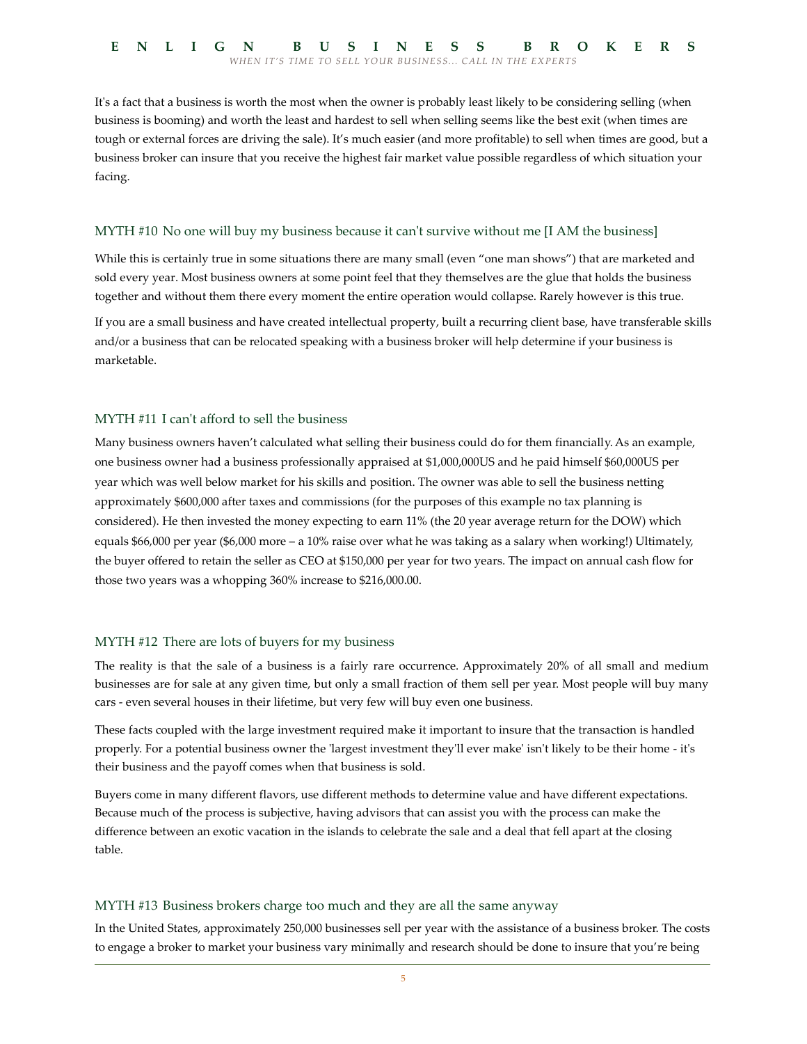It's a fact that a business is worth the most when the owner is probably least likely to be considering selling (when business is booming) and worth the least and hardest to sell when selling seems like the best exit (when times are tough or external forces are driving the sale). It's much easier (and more profitable) to sell when times are good, but a business broker can insure that you receive the highest fair market value possible regardless of which situation your facing.

### MYTH #10 No one will buy my business because it can't survive without me [I AM the business]

While this is certainly true in some situations there are many small (even "one man shows") that are marketed and sold every year. Most business owners at some point feel that they themselves are the glue that holds the business together and without them there every moment the entire operation would collapse. Rarely however is this true.

If you are a small business and have created intellectual property, built a recurring client base, have transferable skills and/or a business that can be relocated speaking with a business broker will help determine if your business is marketable.

### MYTH #11 I can't afford to sell the business

Many business owners haven't calculated what selling their business could do for them financially. As an example, one business owner had a business professionally appraised at $1,000,000US and he paid himself $60,000US per year which was well below market for his skills and position. The owner was able to sell the business netting approximately $600,000 after taxes and commissions (for the purposes of this example no tax planning is considered). He then invested the money expecting to earn 11% (the 20 year average return for the DOW) which equals $66,000 per year ($6,000 more – a 10% raise over what he was taking as a salary when working!) Ultimately, the buyer offered to retain the seller as CEO at $150,000 per year for two years. The impact on annual cash flow for those two years was a whopping 360% increase to $216,000.00.

### MYTH #12 There are lots of buyers for my business

The reality is that the sale of a business is a fairly rare occurrence. Approximately 20% of all small and medium businesses are for sale at any given time, but only a small fraction of them sell per year. Most people will buy many cars - even several houses in their lifetime, but very few will buy even one business.

These facts coupled with the large investment required make it important to insure that the transaction is handled properly. For a potential business owner the 'largest investment they'll ever make' isn't likely to be their home - it's their business and the payoff comes when that business is sold.

Buyers come in many different flavors, use different methods to determine value and have different expectations. Because much of the process is subjective, having advisors that can assist you with the process can make the difference between an exotic vacation in the islands to celebrate the sale and a deal that fell apart at the closing table.

### MYTH #13 Business brokers charge too much and they are all the same anyway

In the United States, approximately 250,000 businesses sell per year with the assistance of a business broker. The costs to engage a broker to market your business vary minimally and research should be done to insure that you're being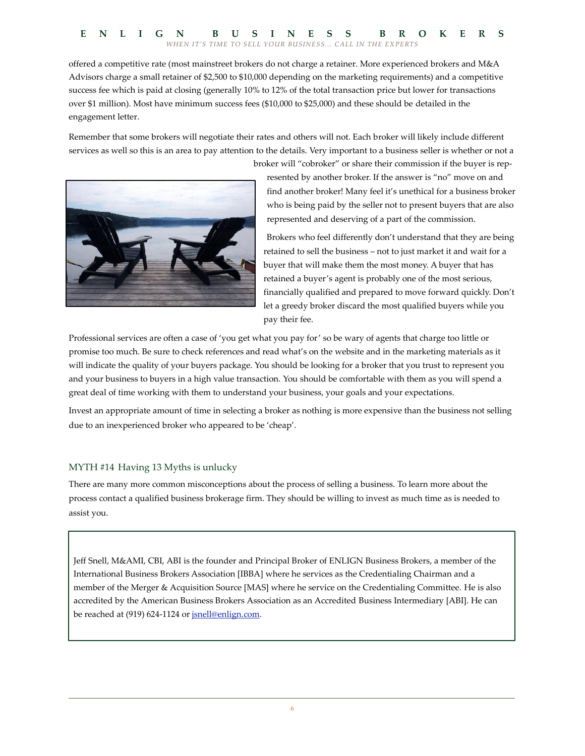offered a competitive rate (most mainstreet brokers do not charge a retainer. More experienced brokers and M&A Advisors charge a small retainer of $2,500 to $10,000 depending on the marketing requirements) and a competitive success fee which is paid at closing (generally 10% to 12% of the total transaction price but lower for transactions over $1 million). Most have minimum success fees ($10,000 to $25,000) and these should be detailed in the engagement letter.

Remember that some brokers will negotiate their rates and others will not. Each broker will likely include different services as well so this is an area to pay attention to the details. Very important to a business seller is whether or not a broker will "cobroker" or share their commission if the buyer is represented by another broker. If the answer is "no" move on and find another broker! Many feel it's unethical for a business broker who is being paid by the seller not to present buyers that are also represented and deserving of a part of the commission.

Brokers who feel differently don't understand that they are being retained to sell the business – not to just market it and wait for a buyer that will make them the most money. A buyer that has retained a buyer's agent is probably one of the most serious, financially qualified and prepared to move forward quickly. Don't let a greedy broker discard the most qualified buyers while you pay their fee.

Professional services are often a case of 'you get what you pay for' so be wary of agents that charge too little or promise too much. Be sure to check references and read what's on the website and in the marketing materials as it will indicate the quality of your buyers package. You should be looking for a broker that you trust to represent you and your business to buyers in a high value transaction. You should be comfortable with them as you will spend a great deal of time working with them to understand your business, your goals and your expectations.

Invest an appropriate amount of time in selecting a broker as nothing is more expensive than the business not selling due to an inexperienced broker who appeared to be 'cheap'.

## MYTH #14 Having 13 Myths is unlucky

There are many more common misconceptions about the process of selling a business. To learn more about the process contact a qualified business brokerage firm. They should be willing to invest as much time as is needed to assist you.

Jeff Snell, M&AMI, CBI, ABI is the founder and Principal Broker of ENLIGN Business Brokers, a member of the International Business Brokers Association [IBBA] where he services as the Credentialing Chairman and a member of the Merger & Acquisition Source [MAS] where he service on the Credentialing Committee. He is also accredited by the American Business Brokers Association as an Accredited Business Intermediary [ABI]. He can be reached at (919) 624-1124 or jsnell@enlign.com.